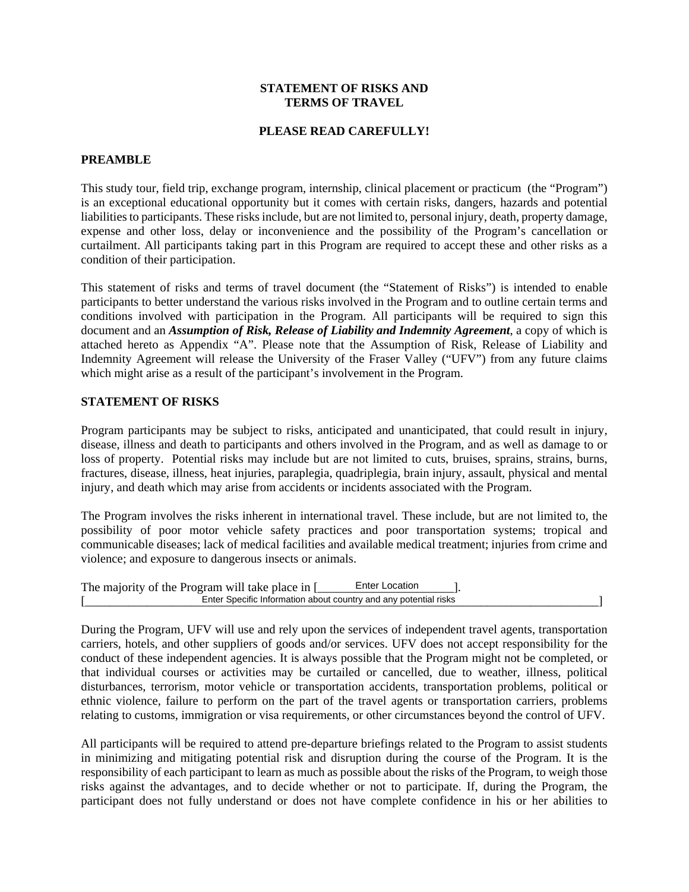# STATEMENT OF RISKS AND TERMS OF TRAVEL

**PLEASE READ CAREFULLY!**

## PREAMBLE

This study tour, field trip, exchange program, internship, clinical placement or practicum (the "Program") is an exceptional educational opportunity but it comes with certain risks, dangers, hazards and potential liabilities to participants. These risks include, but are not limited to, personal injury, death, property damage, expense and other loss, delay or inconvenience and the possibility of the Program's cancellation or curtailment. All participants taking part in this Program are required to accept these and other risks as a condition of their participation.

This statement of risks and terms of travel document (the "Statement of Risks") is intended to enable participants to better understand the various risks involved in the Program and to outline certain terms and conditions involved with participation in the Program. All participants will be required to sign this document and an ***Assumption of Risk, Release of Liability and Indemnity Agreement***, a copy of which is attached hereto as Appendix "A". Please note that the Assumption of Risk, Release of Liability and Indemnity Agreement will release the University of the Fraser Valley ("UFV") from any future claims which might arise as a result of the participant's involvement in the Program.

## STATEMENT OF RISKS

Program participants may be subject to risks, anticipated and unanticipated, that could result in injury, disease, illness and death to participants and others involved in the Program, and as well as damage to or loss of property. Potential risks may include but are not limited to cuts, bruises, sprains, strains, burns, fractures, disease, illness, heat injuries, paraplegia, quadriplegia, brain injury, assault, physical and mental injury, and death which may arise from accidents or incidents associated with the Program.

The Program involves the risks inherent in international travel. These include, but are not limited to, the possibility of poor motor vehicle safety practices and poor transportation systems; tropical and communicable diseases; lack of medical facilities and available medical treatment; injuries from crime and violence; and exposure to dangerous insects or animals.

The majority of the Program will take place in [\_\_\_\_\_\_\_Enter Location\_\_\_\_\_\_\_].
[\_\_\_\_\_\_\_\_\_\_\_\_Enter Specific Information about country and any potential risks\_\_\_\_\_\_\_\_\_\_\_\_]

During the Program, UFV will use and rely upon the services of independent travel agents, transportation carriers, hotels, and other suppliers of goods and/or services. UFV does not accept responsibility for the conduct of these independent agencies. It is always possible that the Program might not be completed, or that individual courses or activities may be curtailed or cancelled, due to weather, illness, political disturbances, terrorism, motor vehicle or transportation accidents, transportation problems, political or ethnic violence, failure to perform on the part of the travel agents or transportation carriers, problems relating to customs, immigration or visa requirements, or other circumstances beyond the control of UFV.

All participants will be required to attend pre-departure briefings related to the Program to assist students in minimizing and mitigating potential risk and disruption during the course of the Program. It is the responsibility of each participant to learn as much as possible about the risks of the Program, to weigh those risks against the advantages, and to decide whether or not to participate. If, during the Program, the participant does not fully understand or does not have complete confidence in his or her abilities to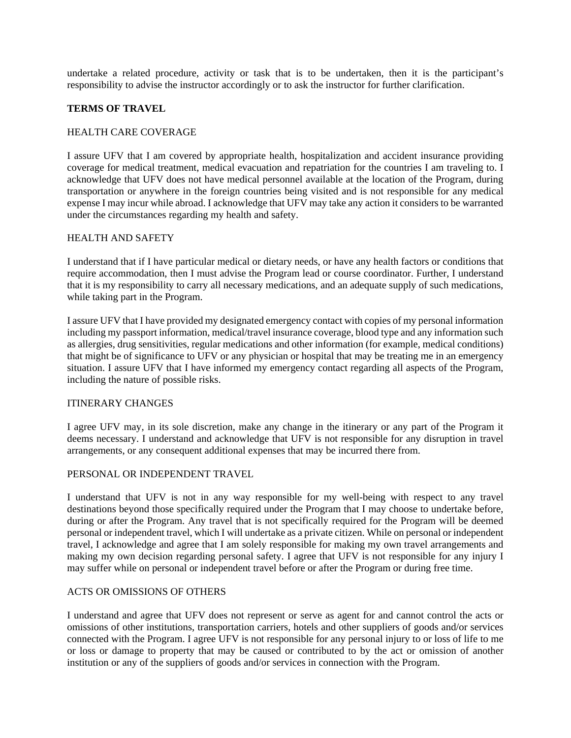undertake a related procedure, activity or task that is to be undertaken, then it is the participant's responsibility to advise the instructor accordingly or to ask the instructor for further clarification.

## TERMS OF TRAVEL

### HEALTH CARE COVERAGE

I assure UFV that I am covered by appropriate health, hospitalization and accident insurance providing coverage for medical treatment, medical evacuation and repatriation for the countries I am traveling to. I acknowledge that UFV does not have medical personnel available at the location of the Program, during transportation or anywhere in the foreign countries being visited and is not responsible for any medical expense I may incur while abroad. I acknowledge that UFV may take any action it considers to be warranted under the circumstances regarding my health and safety.

### HEALTH AND SAFETY

I understand that if I have particular medical or dietary needs, or have any health factors or conditions that require accommodation, then I must advise the Program lead or course coordinator. Further, I understand that it is my responsibility to carry all necessary medications, and an adequate supply of such medications, while taking part in the Program.

I assure UFV that I have provided my designated emergency contact with copies of my personal information including my passport information, medical/travel insurance coverage, blood type and any information such as allergies, drug sensitivities, regular medications and other information (for example, medical conditions) that might be of significance to UFV or any physician or hospital that may be treating me in an emergency situation. I assure UFV that I have informed my emergency contact regarding all aspects of the Program, including the nature of possible risks.

### ITINERARY CHANGES

I agree UFV may, in its sole discretion, make any change in the itinerary or any part of the Program it deems necessary. I understand and acknowledge that UFV is not responsible for any disruption in travel arrangements, or any consequent additional expenses that may be incurred there from.

### PERSONAL OR INDEPENDENT TRAVEL

I understand that UFV is not in any way responsible for my well-being with respect to any travel destinations beyond those specifically required under the Program that I may choose to undertake before, during or after the Program. Any travel that is not specifically required for the Program will be deemed personal or independent travel, which I will undertake as a private citizen. While on personal or independent travel, I acknowledge and agree that I am solely responsible for making my own travel arrangements and making my own decision regarding personal safety. I agree that UFV is not responsible for any injury I may suffer while on personal or independent travel before or after the Program or during free time.

### ACTS OR OMISSIONS OF OTHERS

I understand and agree that UFV does not represent or serve as agent for and cannot control the acts or omissions of other institutions, transportation carriers, hotels and other suppliers of goods and/or services connected with the Program. I agree UFV is not responsible for any personal injury to or loss of life to me or loss or damage to property that may be caused or contributed to by the act or omission of another institution or any of the suppliers of goods and/or services in connection with the Program.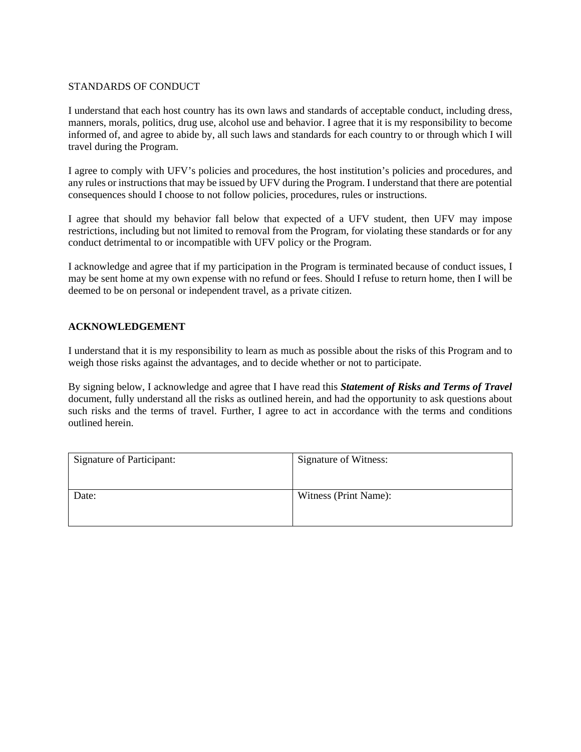STANDARDS OF CONDUCT

I understand that each host country has its own laws and standards of acceptable conduct, including dress, manners, morals, politics, drug use, alcohol use and behavior. I agree that it is my responsibility to become informed of, and agree to abide by, all such laws and standards for each country to or through which I will travel during the Program.

I agree to comply with UFV's policies and procedures, the host institution's policies and procedures, and any rules or instructions that may be issued by UFV during the Program. I understand that there are potential consequences should I choose to not follow policies, procedures, rules or instructions.

I agree that should my behavior fall below that expected of a UFV student, then UFV may impose restrictions, including but not limited to removal from the Program, for violating these standards or for any conduct detrimental to or incompatible with UFV policy or the Program.

I acknowledge and agree that if my participation in the Program is terminated because of conduct issues, I may be sent home at my own expense with no refund or fees. Should I refuse to return home, then I will be deemed to be on personal or independent travel, as a private citizen.

## ACKNOWLEDGEMENT

I understand that it is my responsibility to learn as much as possible about the risks of this Program and to weigh those risks against the advantages, and to decide whether or not to participate.

By signing below, I acknowledge and agree that I have read this ***Statement of Risks and Terms of Travel*** document, fully understand all the risks as outlined herein, and had the opportunity to ask questions about such risks and the terms of travel. Further, I agree to act in accordance with the terms and conditions outlined herein.

| Signature of Participant: | Signature of Witness: |
|---|---|
| Date: | Witness (Print Name): |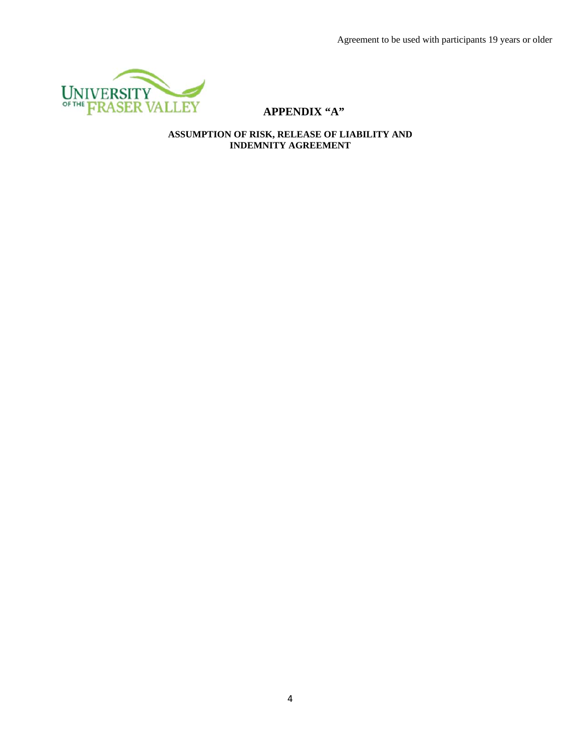Agreement to be used with participants 19 years or older

UNIVERSITY OF THE FRASER VALLEY

# APPENDIX "A"

## ASSUMPTION OF RISK, RELEASE OF LIABILITY AND INDEMNITY AGREEMENT